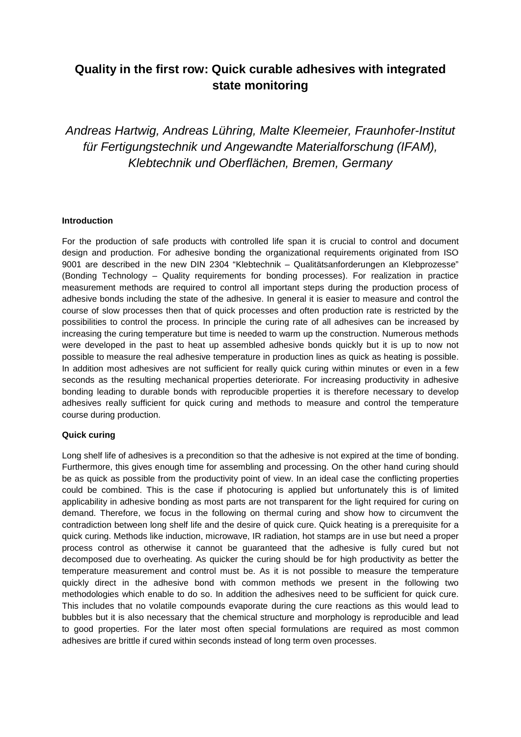# Quality in the first row: Quick curable adhesives with integrated state monitoring

*Andreas Hartwig, Andreas Lühring, Malte Kleemeier, Fraunhofer-Institut für Fertigungstechnik und Angewandte Materialforschung (IFAM), Klebtechnik und Oberflächen, Bremen, Germany*

**Introduction**

For the production of safe products with controlled life span it is crucial to control and document design and production. For adhesive bonding the organizational requirements originated from ISO 9001 are described in the new DIN 2304 "Klebtechnik – Qualitätsanforderungen an Klebprozesse" (Bonding Technology – Quality requirements for bonding processes). For realization in practice measurement methods are required to control all important steps during the production process of adhesive bonds including the state of the adhesive. In general it is easier to measure and control the course of slow processes then that of quick processes and often production rate is restricted by the possibilities to control the process. In principle the curing rate of all adhesives can be increased by increasing the curing temperature but time is needed to warm up the construction. Numerous methods were developed in the past to heat up assembled adhesive bonds quickly but it is up to now not possible to measure the real adhesive temperature in production lines as quick as heating is possible. In addition most adhesives are not sufficient for really quick curing within minutes or even in a few seconds as the resulting mechanical properties deteriorate. For increasing productivity in adhesive bonding leading to durable bonds with reproducible properties it is therefore necessary to develop adhesives really sufficient for quick curing and methods to measure and control the temperature course during production.

**Quick curing**

Long shelf life of adhesives is a precondition so that the adhesive is not expired at the time of bonding. Furthermore, this gives enough time for assembling and processing. On the other hand curing should be as quick as possible from the productivity point of view. In an ideal case the conflicting properties could be combined. This is the case if photocuring is applied but unfortunately this is of limited applicability in adhesive bonding as most parts are not transparent for the light required for curing on demand. Therefore, we focus in the following on thermal curing and show how to circumvent the contradiction between long shelf life and the desire of quick cure. Quick heating is a prerequisite for a quick curing. Methods like induction, microwave, IR radiation, hot stamps are in use but need a proper process control as otherwise it cannot be guaranteed that the adhesive is fully cured but not decomposed due to overheating. As quicker the curing should be for high productivity as better the temperature measurement and control must be. As it is not possible to measure the temperature quickly direct in the adhesive bond with common methods we present in the following two methodologies which enable to do so. In addition the adhesives need to be sufficient for quick cure. This includes that no volatile compounds evaporate during the cure reactions as this would lead to bubbles but it is also necessary that the chemical structure and morphology is reproducible and lead to good properties. For the later most often special formulations are required as most common adhesives are brittle if cured within seconds instead of long term oven processes.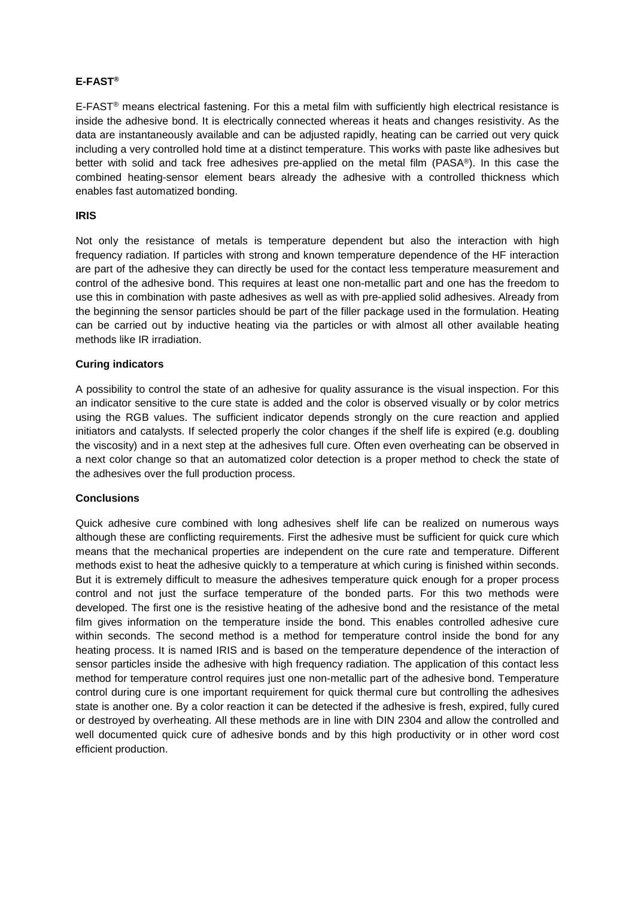**E-FAST®**

E-FAST® means electrical fastening. For this a metal film with sufficiently high electrical resistance is inside the adhesive bond. It is electrically connected whereas it heats and changes resistivity. As the data are instantaneously available and can be adjusted rapidly, heating can be carried out very quick including a very controlled hold time at a distinct temperature. This works with paste like adhesives but better with solid and tack free adhesives pre-applied on the metal film (PASA®). In this case the combined heating-sensor element bears already the adhesive with a controlled thickness which enables fast automatized bonding.

**IRIS**

Not only the resistance of metals is temperature dependent but also the interaction with high frequency radiation. If particles with strong and known temperature dependence of the HF interaction are part of the adhesive they can directly be used for the contact less temperature measurement and control of the adhesive bond. This requires at least one non-metallic part and one has the freedom to use this in combination with paste adhesives as well as with pre-applied solid adhesives. Already from the beginning the sensor particles should be part of the filler package used in the formulation. Heating can be carried out by inductive heating via the particles or with almost all other available heating methods like IR irradiation.

**Curing indicators**

A possibility to control the state of an adhesive for quality assurance is the visual inspection. For this an indicator sensitive to the cure state is added and the color is observed visually or by color metrics using the RGB values. The sufficient indicator depends strongly on the cure reaction and applied initiators and catalysts. If selected properly the color changes if the shelf life is expired (e.g. doubling the viscosity) and in a next step at the adhesives full cure. Often even overheating can be observed in a next color change so that an automatized color detection is a proper method to check the state of the adhesives over the full production process.

**Conclusions**

Quick adhesive cure combined with long adhesives shelf life can be realized on numerous ways although these are conflicting requirements. First the adhesive must be sufficient for quick cure which means that the mechanical properties are independent on the cure rate and temperature. Different methods exist to heat the adhesive quickly to a temperature at which curing is finished within seconds. But it is extremely difficult to measure the adhesives temperature quick enough for a proper process control and not just the surface temperature of the bonded parts. For this two methods were developed. The first one is the resistive heating of the adhesive bond and the resistance of the metal film gives information on the temperature inside the bond. This enables controlled adhesive cure within seconds. The second method is a method for temperature control inside the bond for any heating process. It is named IRIS and is based on the temperature dependence of the interaction of sensor particles inside the adhesive with high frequency radiation. The application of this contact less method for temperature control requires just one non-metallic part of the adhesive bond. Temperature control during cure is one important requirement for quick thermal cure but controlling the adhesives state is another one. By a color reaction it can be detected if the adhesive is fresh, expired, fully cured or destroyed by overheating. All these methods are in line with DIN 2304 and allow the controlled and well documented quick cure of adhesive bonds and by this high productivity or in other word cost efficient production.